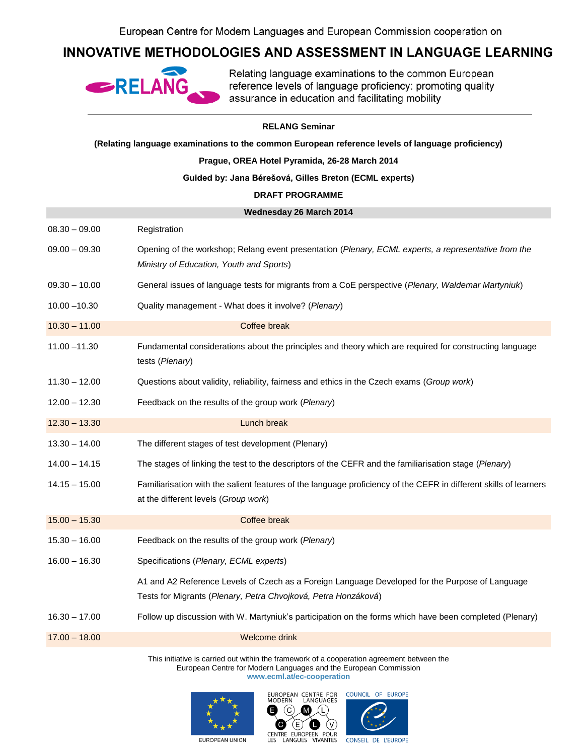European Centre for Modern Languages and European Commission cooperation on

# INNOVATIVE METHODOLOGIES AND ASSESSMENT IN LANGUAGE LEARNING

RELANG

Relating language examinations to the common European reference levels of language proficiency: promoting quality assurance in education and facilitating mobility

---

**RELANG Seminar**

**(Relating language examinations to the common European reference levels of language proficiency)**

**Prague, OREA Hotel Pyramida, 26-28 March 2014**

**Guided by: Jana Bérešová, Gilles Breton (ECML experts)**

**DRAFT PROGRAMME**

| **Wednesday 26 March 2014** | |
|---|---|
| 08.30 – 09.00 | Registration |
| 09.00 – 09.30 | Opening of the workshop; Relang event presentation (*Plenary, ECML experts, a representative from the Ministry of Education, Youth and Sports*) |
| 09.30 – 10.00 | General issues of language tests for migrants from a CoE perspective (*Plenary, Waldemar Martyniuk*) |
| 10.00 –10.30 | Quality management - What does it involve? (*Plenary*) |
| 10.30 – 11.00 | Coffee break |
| 11.00 –11.30 | Fundamental considerations about the principles and theory which are required for constructing language tests (*Plenary*) |
| 11.30 – 12.00 | Questions about validity, reliability, fairness and ethics in the Czech exams (*Group work*) |
| 12.00 – 12.30 | Feedback on the results of the group work (*Plenary*) |
| 12.30 – 13.30 | Lunch break |
| 13.30 – 14.00 | The different stages of test development (Plenary) |
| 14.00 – 14.15 | The stages of linking the test to the descriptors of the CEFR and the familiarisation stage (*Plenary*) |
| 14.15 – 15.00 | Familiarisation with the salient features of the language proficiency of the CEFR in different skills of learners at the different levels (*Group work*) |
| 15.00 – 15.30 | Coffee break |
| 15.30 – 16.00 | Feedback on the results of the group work (*Plenary*) |
| 16.00 – 16.30 | Specifications (*Plenary, ECML experts*)<br><br>A1 and A2 Reference Levels of Czech as a Foreign Language Developed for the Purpose of Language Tests for Migrants (*Plenary, Petra Chvojková, Petra Honzáková*) |
| 16.30 – 17.00 | Follow up discussion with W. Martyniuk's participation on the forms which have been completed (Plenary) |
| 17.00 – 18.00 | Welcome drink |

This initiative is carried out within the framework of a cooperation agreement between the European Centre for Modern Languages and the European Commission
**www.ecml.at/ec-cooperation**

EUROPEAN UNION — EUROPEAN CENTRE FOR MODERN LANGUAGES / CENTRE EUROPEEN POUR LES LANGUES VIVANTES — COUNCIL OF EUROPE / CONSEIL DE L'EUROPE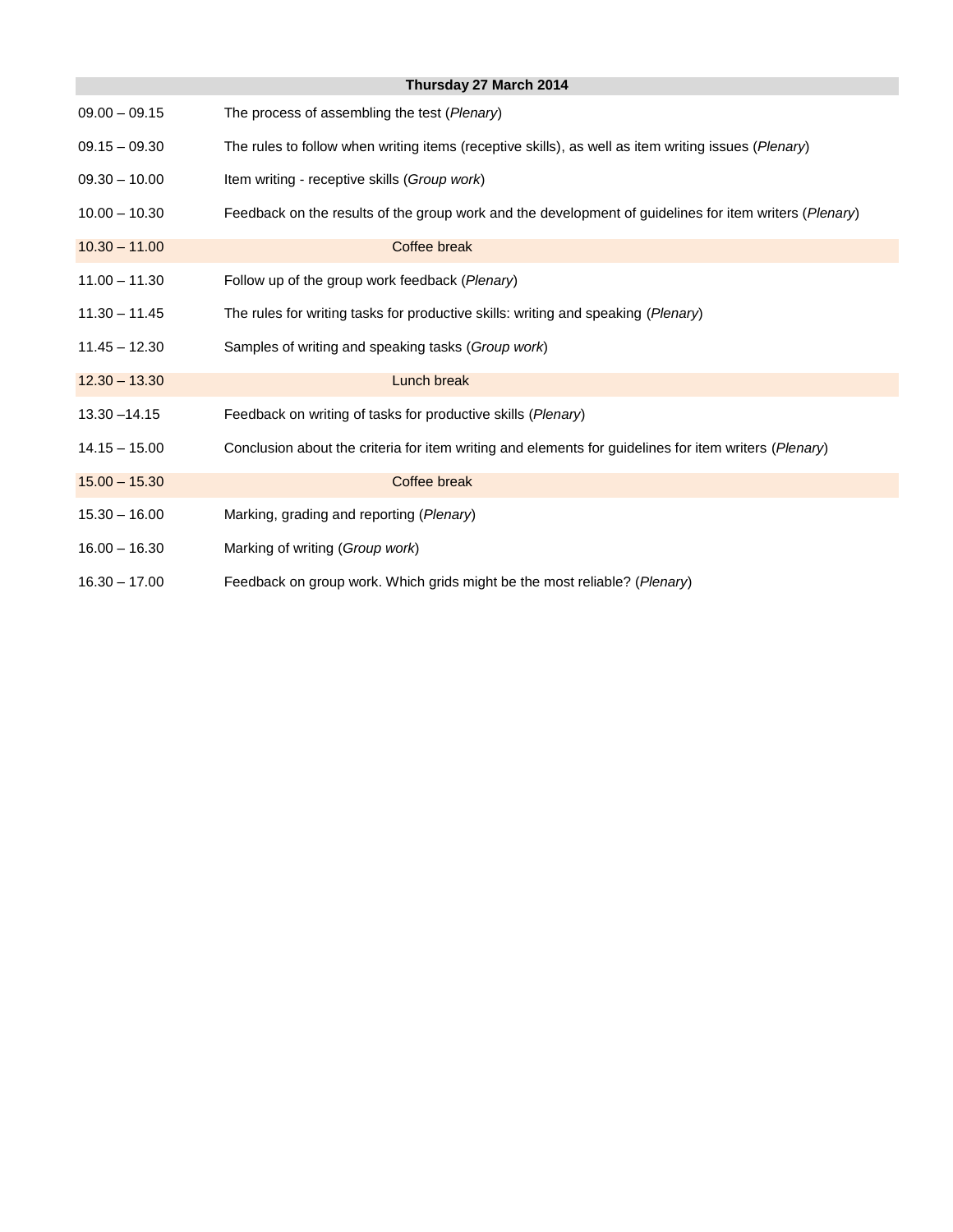| Thursday 27 March 2014 | |
|---|---|
| 09.00 – 09.15 | The process of assembling the test (*Plenary*) |
| 09.15 – 09.30 | The rules to follow when writing items (receptive skills), as well as item writing issues (*Plenary*) |
| 09.30 – 10.00 | Item writing - receptive skills (*Group work*) |
| 10.00 – 10.30 | Feedback on the results of the group work and the development of guidelines for item writers (*Plenary*) |
| 10.30 – 11.00 | Coffee break |
| 11.00 – 11.30 | Follow up of the group work feedback (*Plenary*) |
| 11.30 – 11.45 | The rules for writing tasks for productive skills: writing and speaking (*Plenary*) |
| 11.45 – 12.30 | Samples of writing and speaking tasks (*Group work*) |
| 12.30 – 13.30 | Lunch break |
| 13.30 –14.15 | Feedback on writing of tasks for productive skills (*Plenary*) |
| 14.15 – 15.00 | Conclusion about the criteria for item writing and elements for guidelines for item writers (*Plenary*) |
| 15.00 – 15.30 | Coffee break |
| 15.30 – 16.00 | Marking, grading and reporting (*Plenary*) |
| 16.00 – 16.30 | Marking of writing (*Group work*) |
| 16.30 – 17.00 | Feedback on group work. Which grids might be the most reliable? (*Plenary*) |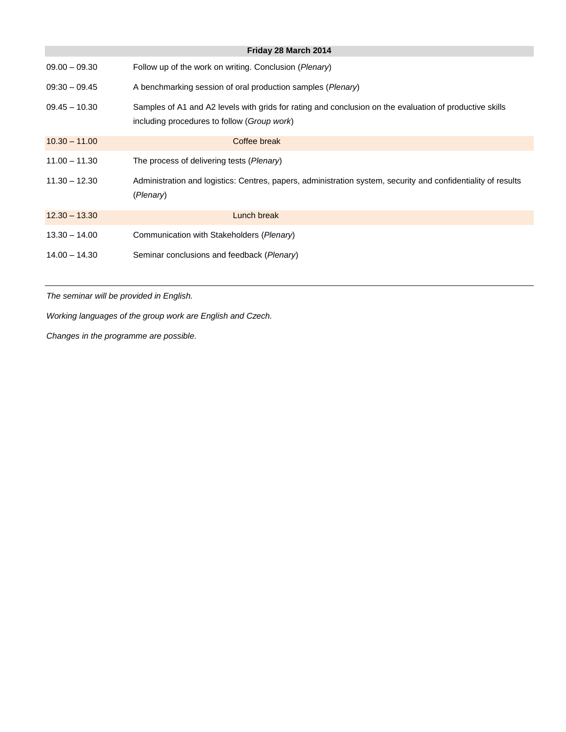| Friday 28 March 2014 | |
|---|---|
| 09.00 – 09.30 | Follow up of the work on writing. Conclusion (*Plenary*) |
| 09:30 – 09.45 | A benchmarking session of oral production samples (*Plenary*) |
| 09.45 – 10.30 | Samples of A1 and A2 levels with grids for rating and conclusion on the evaluation of productive skills including procedures to follow (*Group work*) |
| 10.30 – 11.00 | Coffee break |
| 11.00 – 11.30 | The process of delivering tests (*Plenary*) |
| 11.30 – 12.30 | Administration and logistics: Centres, papers, administration system, security and confidentiality of results (*Plenary*) |
| 12.30 – 13.30 | Lunch break |
| 13.30 – 14.00 | Communication with Stakeholders (*Plenary*) |
| 14.00 – 14.30 | Seminar conclusions and feedback (*Plenary*) |

---

*The seminar will be provided in English.*

*Working languages of the group work are English and Czech.*

*Changes in the programme are possible.*